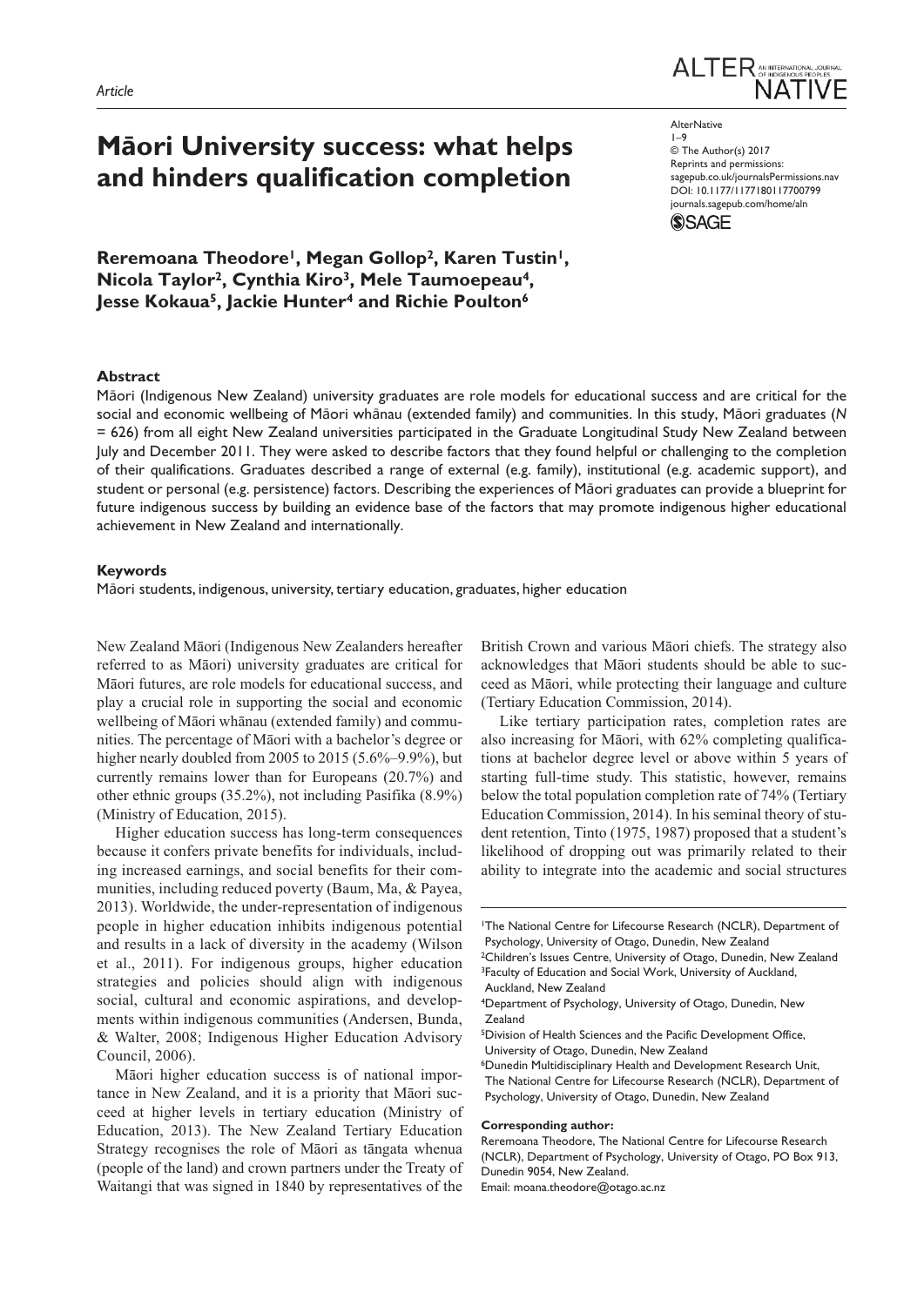*Article*

# Māori University success: what helps and hinders qualification completion

AlterNative
1–9
© The Author(s) 2017
Reprints and permissions: sagepub.co.uk/journalsPermissions.nav
DOI: 10.1177/1177180117700799
journals.sagepub.com/home/aln

**Reremoana Theodore[1], Megan Gollop[2], Karen Tustin[1], Nicola Taylor[2], Cynthia Kiro[3], Mele Taumoepeau[4], Jesse Kokaua[5], Jackie Hunter[4] and Richie Poulton[6]**

## Abstract

Māori (Indigenous New Zealand) university graduates are role models for educational success and are critical for the social and economic wellbeing of Māori whānau (extended family) and communities. In this study, Māori graduates (*N* = 626) from all eight New Zealand universities participated in the Graduate Longitudinal Study New Zealand between July and December 2011. They were asked to describe factors that they found helpful or challenging to the completion of their qualifications. Graduates described a range of external (e.g. family), institutional (e.g. academic support), and student or personal (e.g. persistence) factors. Describing the experiences of Māori graduates can provide a blueprint for future indigenous success by building an evidence base of the factors that may promote indigenous higher educational achievement in New Zealand and internationally.

## Keywords

Māori students, indigenous, university, tertiary education, graduates, higher education

New Zealand Māori (Indigenous New Zealanders hereafter referred to as Māori) university graduates are critical for Māori futures, are role models for educational success, and play a crucial role in supporting the social and economic wellbeing of Māori whānau (extended family) and communities. The percentage of Māori with a bachelor's degree or higher nearly doubled from 2005 to 2015 (5.6%–9.9%), but currently remains lower than for Europeans (20.7%) and other ethnic groups (35.2%), not including Pasifika (8.9%) (Ministry of Education, 2015).

Higher education success has long-term consequences because it confers private benefits for individuals, including increased earnings, and social benefits for their communities, including reduced poverty (Baum, Ma, & Payea, 2013). Worldwide, the under-representation of indigenous people in higher education inhibits indigenous potential and results in a lack of diversity in the academy (Wilson et al., 2011). For indigenous groups, higher education strategies and policies should align with indigenous social, cultural and economic aspirations, and developments within indigenous communities (Andersen, Bunda, & Walter, 2008; Indigenous Higher Education Advisory Council, 2006).

Māori higher education success is of national importance in New Zealand, and it is a priority that Māori succeed at higher levels in tertiary education (Ministry of Education, 2013). The New Zealand Tertiary Education Strategy recognises the role of Māori as tāngata whenua (people of the land) and crown partners under the Treaty of Waitangi that was signed in 1840 by representatives of the British Crown and various Māori chiefs. The strategy also acknowledges that Māori students should be able to succeed as Māori, while protecting their language and culture (Tertiary Education Commission, 2014).

Like tertiary participation rates, completion rates are also increasing for Māori, with 62% completing qualifications at bachelor degree level or above within 5 years of starting full-time study. This statistic, however, remains below the total population completion rate of 74% (Tertiary Education Commission, 2014). In his seminal theory of student retention, Tinto (1975, 1987) proposed that a student's likelihood of dropping out was primarily related to their ability to integrate into the academic and social structures

[1]The National Centre for Lifecourse Research (NCLR), Department of Psychology, University of Otago, Dunedin, New Zealand
[2]Children's Issues Centre, University of Otago, Dunedin, New Zealand
[3]Faculty of Education and Social Work, University of Auckland, Auckland, New Zealand
[4]Department of Psychology, University of Otago, Dunedin, New Zealand
[5]Division of Health Sciences and the Pacific Development Office, University of Otago, Dunedin, New Zealand
[6]Dunedin Multidisciplinary Health and Development Research Unit, The National Centre for Lifecourse Research (NCLR), Department of Psychology, University of Otago, Dunedin, New Zealand

**Corresponding author:**
Reremoana Theodore, The National Centre for Lifecourse Research (NCLR), Department of Psychology, University of Otago, PO Box 913, Dunedin 9054, New Zealand.
Email: moana.theodore@otago.ac.nz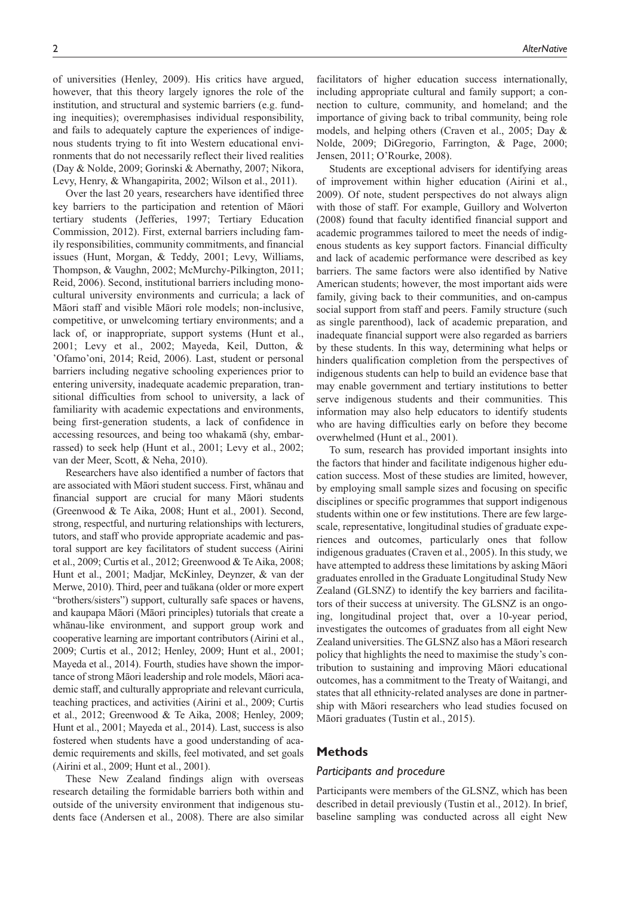of universities (Henley, 2009). His critics have argued, however, that this theory largely ignores the role of the institution, and structural and systemic barriers (e.g. funding inequities); overemphasises individual responsibility, and fails to adequately capture the experiences of indigenous students trying to fit into Western educational environments that do not necessarily reflect their lived realities (Day & Nolde, 2009; Gorinski & Abernathy, 2007; Nikora, Levy, Henry, & Whangapirita, 2002; Wilson et al., 2011).

Over the last 20 years, researchers have identified three key barriers to the participation and retention of Māori tertiary students (Jefferies, 1997; Tertiary Education Commission, 2012). First, external barriers including family responsibilities, community commitments, and financial issues (Hunt, Morgan, & Teddy, 2001; Levy, Williams, Thompson, & Vaughn, 2002; McMurchy-Pilkington, 2011; Reid, 2006). Second, institutional barriers including monocultural university environments and curricula; a lack of Māori staff and visible Māori role models; non-inclusive, competitive, or unwelcoming tertiary environments; and a lack of, or inappropriate, support systems (Hunt et al., 2001; Levy et al., 2002; Mayeda, Keil, Dutton, & 'Ofamo'oni, 2014; Reid, 2006). Last, student or personal barriers including negative schooling experiences prior to entering university, inadequate academic preparation, transitional difficulties from school to university, a lack of familiarity with academic expectations and environments, being first-generation students, a lack of confidence in accessing resources, and being too whakamā (shy, embarrassed) to seek help (Hunt et al., 2001; Levy et al., 2002; van der Meer, Scott, & Neha, 2010).

Researchers have also identified a number of factors that are associated with Māori student success. First, whānau and financial support are crucial for many Māori students (Greenwood & Te Aika, 2008; Hunt et al., 2001). Second, strong, respectful, and nurturing relationships with lecturers, tutors, and staff who provide appropriate academic and pastoral support are key facilitators of student success (Airini et al., 2009; Curtis et al., 2012; Greenwood & Te Aika, 2008; Hunt et al., 2001; Madjar, McKinley, Deynzer, & van der Merwe, 2010). Third, peer and tuākana (older or more expert "brothers/sisters") support, culturally safe spaces or havens, and kaupapa Māori (Māori principles) tutorials that create a whānau-like environment, and support group work and cooperative learning are important contributors (Airini et al., 2009; Curtis et al., 2012; Henley, 2009; Hunt et al., 2001; Mayeda et al., 2014). Fourth, studies have shown the importance of strong Māori leadership and role models, Māori academic staff, and culturally appropriate and relevant curricula, teaching practices, and activities (Airini et al., 2009; Curtis et al., 2012; Greenwood & Te Aika, 2008; Henley, 2009; Hunt et al., 2001; Mayeda et al., 2014). Last, success is also fostered when students have a good understanding of academic requirements and skills, feel motivated, and set goals (Airini et al., 2009; Hunt et al., 2001).

These New Zealand findings align with overseas research detailing the formidable barriers both within and outside of the university environment that indigenous students face (Andersen et al., 2008). There are also similar facilitators of higher education success internationally, including appropriate cultural and family support; a connection to culture, community, and homeland; and the importance of giving back to tribal community, being role models, and helping others (Craven et al., 2005; Day & Nolde, 2009; DiGregorio, Farrington, & Page, 2000; Jensen, 2011; O'Rourke, 2008).

Students are exceptional advisers for identifying areas of improvement within higher education (Airini et al., 2009). Of note, student perspectives do not always align with those of staff. For example, Guillory and Wolverton (2008) found that faculty identified financial support and academic programmes tailored to meet the needs of indigenous students as key support factors. Financial difficulty and lack of academic performance were described as key barriers. The same factors were also identified by Native American students; however, the most important aids were family, giving back to their communities, and on-campus social support from staff and peers. Family structure (such as single parenthood), lack of academic preparation, and inadequate financial support were also regarded as barriers by these students. In this way, determining what helps or hinders qualification completion from the perspectives of indigenous students can help to build an evidence base that may enable government and tertiary institutions to better serve indigenous students and their communities. This information may also help educators to identify students who are having difficulties early on before they become overwhelmed (Hunt et al., 2001).

To sum, research has provided important insights into the factors that hinder and facilitate indigenous higher education success. Most of these studies are limited, however, by employing small sample sizes and focusing on specific disciplines or specific programmes that support indigenous students within one or few institutions. There are few large-scale, representative, longitudinal studies of graduate experiences and outcomes, particularly ones that follow indigenous graduates (Craven et al., 2005). In this study, we have attempted to address these limitations by asking Māori graduates enrolled in the Graduate Longitudinal Study New Zealand (GLSNZ) to identify the key barriers and facilitators of their success at university. The GLSNZ is an ongoing, longitudinal project that, over a 10-year period, investigates the outcomes of graduates from all eight New Zealand universities. The GLSNZ also has a Māori research policy that highlights the need to maximise the study's contribution to sustaining and improving Māori educational outcomes, has a commitment to the Treaty of Waitangi, and states that all ethnicity-related analyses are done in partnership with Māori researchers who lead studies focused on Māori graduates (Tustin et al., 2015).

## Methods

### *Participants and procedure*

Participants were members of the GLSNZ, which has been described in detail previously (Tustin et al., 2012). In brief, baseline sampling was conducted across all eight New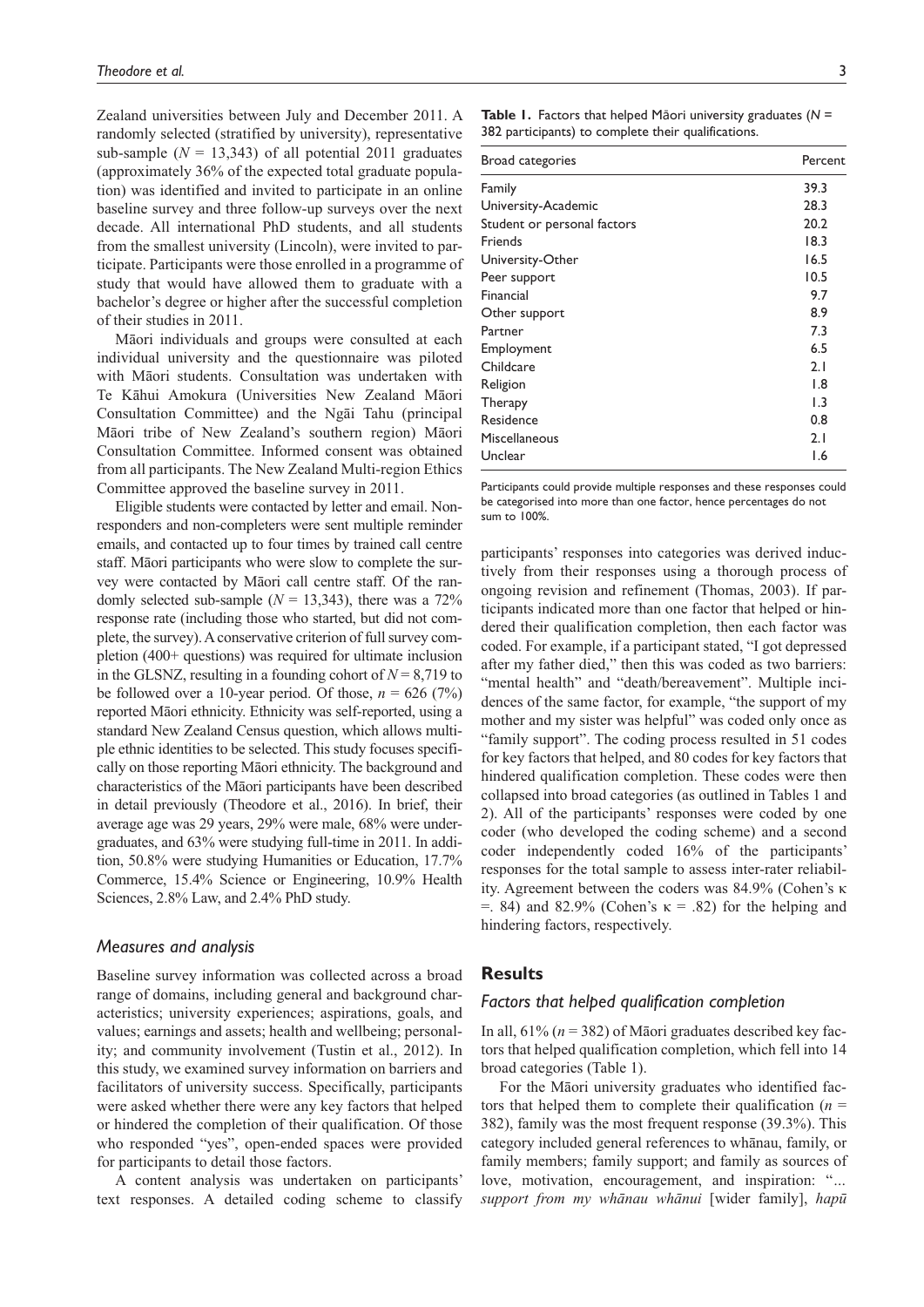Zealand universities between July and December 2011. A randomly selected (stratified by university), representative sub-sample ($N$ = 13,343) of all potential 2011 graduates (approximately 36% of the expected total graduate population) was identified and invited to participate in an online baseline survey and three follow-up surveys over the next decade. All international PhD students, and all students from the smallest university (Lincoln), were invited to participate. Participants were those enrolled in a programme of study that would have allowed them to graduate with a bachelor's degree or higher after the successful completion of their studies in 2011.

Māori individuals and groups were consulted at each individual university and the questionnaire was piloted with Māori students. Consultation was undertaken with Te Kāhui Amokura (Universities New Zealand Māori Consultation Committee) and the Ngāi Tahu (principal Māori tribe of New Zealand's southern region) Māori Consultation Committee. Informed consent was obtained from all participants. The New Zealand Multi-region Ethics Committee approved the baseline survey in 2011.

Eligible students were contacted by letter and email. Non-responders and non-completers were sent multiple reminder emails, and contacted up to four times by trained call centre staff. Māori participants who were slow to complete the survey were contacted by Māori call centre staff. Of the randomly selected sub-sample ($N$ = 13,343), there was a 72% response rate (including those who started, but did not complete, the survey). A conservative criterion of full survey completion (400+ questions) was required for ultimate inclusion in the GLSNZ, resulting in a founding cohort of $N$ = 8,719 to be followed over a 10-year period. Of those, $n$ = 626 (7%) reported Māori ethnicity. Ethnicity was self-reported, using a standard New Zealand Census question, which allows multiple ethnic identities to be selected. This study focuses specifically on those reporting Māori ethnicity. The background and characteristics of the Māori participants have been described in detail previously (Theodore et al., 2016). In brief, their average age was 29 years, 29% were male, 68% were undergraduates, and 63% were studying full-time in 2011. In addition, 50.8% were studying Humanities or Education, 17.7% Commerce, 15.4% Science or Engineering, 10.9% Health Sciences, 2.8% Law, and 2.4% PhD study.

### *Measures and analysis*

Baseline survey information was collected across a broad range of domains, including general and background characteristics; university experiences; aspirations, goals, and values; earnings and assets; health and wellbeing; personality; and community involvement (Tustin et al., 2012). In this study, we examined survey information on barriers and facilitators of university success. Specifically, participants were asked whether there were any key factors that helped or hindered the completion of their qualification. Of those who responded "yes", open-ended spaces were provided for participants to detail those factors.

A content analysis was undertaken on participants' text responses. A detailed coding scheme to classify participants' responses into categories was derived inductively from their responses using a thorough process of ongoing revision and refinement (Thomas, 2003). If participants indicated more than one factor that helped or hindered their qualification completion, then each factor was coded. For example, if a participant stated, "I got depressed after my father died," then this was coded as two barriers: "mental health" and "death/bereavement". Multiple incidences of the same factor, for example, "the support of my mother and my sister was helpful" was coded only once as "family support". The coding process resulted in 51 codes for key factors that helped, and 80 codes for key factors that hindered qualification completion. These codes were then collapsed into broad categories (as outlined in Tables 1 and 2). All of the participants' responses were coded by one coder (who developed the coding scheme) and a second coder independently coded 16% of the participants' responses for the total sample to assess inter-rater reliability. Agreement between the coders was 84.9% (Cohen's $\kappa$ =. 84) and 82.9% (Cohen's $\kappa$ = .82) for the helping and hindering factors, respectively.

**Table 1.** Factors that helped Māori university graduates ($N$ = 382 participants) to complete their qualifications.

| Broad categories | Percent |
|---|---|
| Family | 39.3 |
| University-Academic | 28.3 |
| Student or personal factors | 20.2 |
| Friends | 18.3 |
| University-Other | 16.5 |
| Peer support | 10.5 |
| Financial | 9.7 |
| Other support | 8.9 |
| Partner | 7.3 |
| Employment | 6.5 |
| Childcare | 2.1 |
| Religion | 1.8 |
| Therapy | 1.3 |
| Residence | 0.8 |
| Miscellaneous | 2.1 |
| Unclear | 1.6 |

Participants could provide multiple responses and these responses could be categorised into more than one factor, hence percentages do not sum to 100%.

## Results

### *Factors that helped qualification completion*

In all, 61% ($n$ = 382) of Māori graduates described key factors that helped qualification completion, which fell into 14 broad categories (Table 1).

For the Māori university graduates who identified factors that helped them to complete their qualification ($n$ = 382), family was the most frequent response (39.3%). This category included general references to whānau, family, or family members; family support; and family as sources of love, motivation, encouragement, and inspiration: "*... support from my whānau whānui* [wider family], *hapū*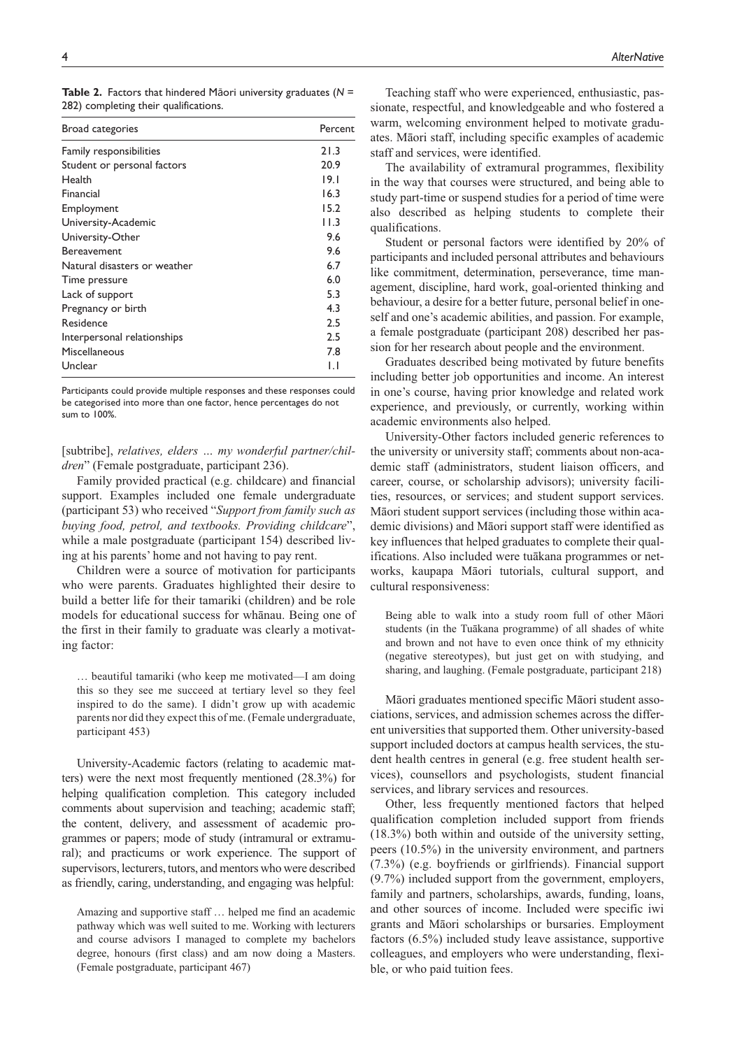**Table 2.** Factors that hindered Māori university graduates ($N$ = 282) completing their qualifications.

| Broad categories | Percent |
|---|---|
| Family responsibilities | 21.3 |
| Student or personal factors | 20.9 |
| Health | 19.1 |
| Financial | 16.3 |
| Employment | 15.2 |
| University-Academic | 11.3 |
| University-Other | 9.6 |
| Bereavement | 9.6 |
| Natural disasters or weather | 6.7 |
| Time pressure | 6.0 |
| Lack of support | 5.3 |
| Pregnancy or birth | 4.3 |
| Residence | 2.5 |
| Interpersonal relationships | 2.5 |
| Miscellaneous | 7.8 |
| Unclear | 1.1 |

Participants could provide multiple responses and these responses could be categorised into more than one factor, hence percentages do not sum to 100%.

[subtribe], *relatives, elders … my wonderful partner/children*" (Female postgraduate, participant 236).

Family provided practical (e.g. childcare) and financial support. Examples included one female undergraduate (participant 53) who received "*Support from family such as buying food, petrol, and textbooks. Providing childcare*", while a male postgraduate (participant 154) described living at his parents' home and not having to pay rent.

Children were a source of motivation for participants who were parents. Graduates highlighted their desire to build a better life for their tamariki (children) and be role models for educational success for whānau. Being one of the first in their family to graduate was clearly a motivating factor:

> … beautiful tamariki (who keep me motivated—I am doing this so they see me succeed at tertiary level so they feel inspired to do the same). I didn't grow up with academic parents nor did they expect this of me. (Female undergraduate, participant 453)

University-Academic factors (relating to academic matters) were the next most frequently mentioned (28.3%) for helping qualification completion. This category included comments about supervision and teaching; academic staff; the content, delivery, and assessment of academic programmes or papers; mode of study (intramural or extramural); and practicums or work experience. The support of supervisors, lecturers, tutors, and mentors who were described as friendly, caring, understanding, and engaging was helpful:

> Amazing and supportive staff … helped me find an academic pathway which was well suited to me. Working with lecturers and course advisors I managed to complete my bachelors degree, honours (first class) and am now doing a Masters. (Female postgraduate, participant 467)

Teaching staff who were experienced, enthusiastic, passionate, respectful, and knowledgeable and who fostered a warm, welcoming environment helped to motivate graduates. Māori staff, including specific examples of academic staff and services, were identified.

The availability of extramural programmes, flexibility in the way that courses were structured, and being able to study part-time or suspend studies for a period of time were also described as helping students to complete their qualifications.

Student or personal factors were identified by 20% of participants and included personal attributes and behaviours like commitment, determination, perseverance, time management, discipline, hard work, goal-oriented thinking and behaviour, a desire for a better future, personal belief in oneself and one's academic abilities, and passion. For example, a female postgraduate (participant 208) described her passion for her research about people and the environment.

Graduates described being motivated by future benefits including better job opportunities and income. An interest in one's course, having prior knowledge and related work experience, and previously, or currently, working within academic environments also helped.

University-Other factors included generic references to the university or university staff; comments about non-academic staff (administrators, student liaison officers, and career, course, or scholarship advisors); university facilities, resources, or services; and student support services. Māori student support services (including those within academic divisions) and Māori support staff were identified as key influences that helped graduates to complete their qualifications. Also included were tuākana programmes or networks, kaupapa Māori tutorials, cultural support, and cultural responsiveness:

> Being able to walk into a study room full of other Māori students (in the Tuākana programme) of all shades of white and brown and not have to even once think of my ethnicity (negative stereotypes), but just get on with studying, and sharing, and laughing. (Female postgraduate, participant 218)

Māori graduates mentioned specific Māori student associations, services, and admission schemes across the different universities that supported them. Other university-based support included doctors at campus health services, the student health centres in general (e.g. free student health services), counsellors and psychologists, student financial services, and library services and resources.

Other, less frequently mentioned factors that helped qualification completion included support from friends (18.3%) both within and outside of the university setting, peers (10.5%) in the university environment, and partners (7.3%) (e.g. boyfriends or girlfriends). Financial support (9.7%) included support from the government, employers, family and partners, scholarships, awards, funding, loans, and other sources of income. Included were specific iwi grants and Māori scholarships or bursaries. Employment factors (6.5%) included study leave assistance, supportive colleagues, and employers who were understanding, flexible, or who paid tuition fees.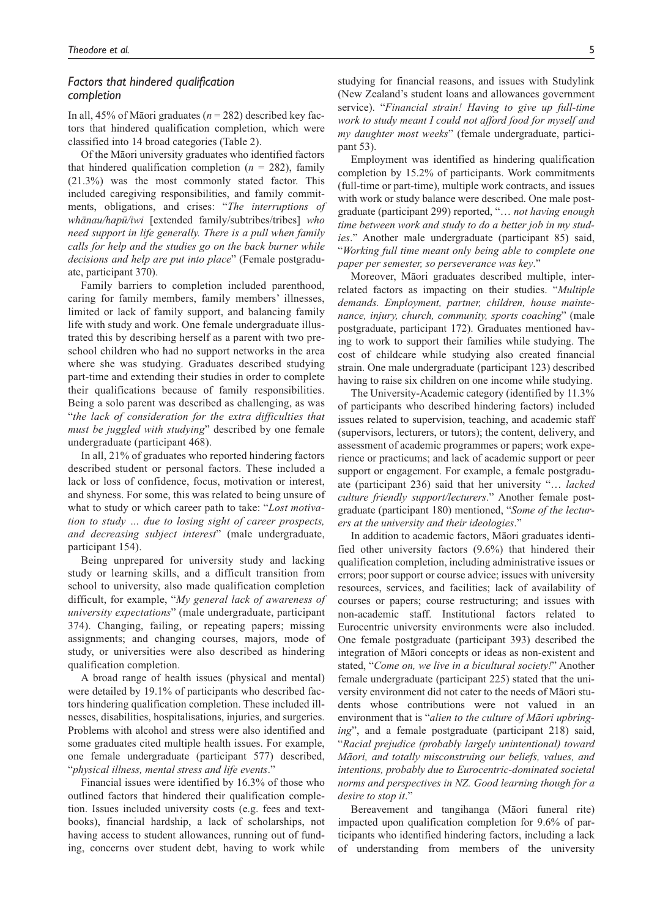### *Factors that hindered qualification completion*

In all, 45% of Māori graduates ($n$ = 282) described key factors that hindered qualification completion, which were classified into 14 broad categories (Table 2).

Of the Māori university graduates who identified factors that hindered qualification completion ($n$ = 282), family (21.3%) was the most commonly stated factor. This included caregiving responsibilities, and family commitments, obligations, and crises: "*The interruptions of whānau/hapū/iwi* [extended family/subtribes/tribes] *who need support in life generally. There is a pull when family calls for help and the studies go on the back burner while decisions and help are put into place*" (Female postgraduate, participant 370).

Family barriers to completion included parenthood, caring for family members, family members' illnesses, limited or lack of family support, and balancing family life with study and work. One female undergraduate illustrated this by describing herself as a parent with two preschool children who had no support networks in the area where she was studying. Graduates described studying part-time and extending their studies in order to complete their qualifications because of family responsibilities. Being a solo parent was described as challenging, as was "*the lack of consideration for the extra difficulties that must be juggled with studying*" described by one female undergraduate (participant 468).

In all, 21% of graduates who reported hindering factors described student or personal factors. These included a lack or loss of confidence, focus, motivation or interest, and shyness. For some, this was related to being unsure of what to study or which career path to take: "*Lost motivation to study … due to losing sight of career prospects, and decreasing subject interest*" (male undergraduate, participant 154).

Being unprepared for university study and lacking study or learning skills, and a difficult transition from school to university, also made qualification completion difficult, for example, "*My general lack of awareness of university expectations*" (male undergraduate, participant 374). Changing, failing, or repeating papers; missing assignments; and changing courses, majors, mode of study, or universities were also described as hindering qualification completion.

A broad range of health issues (physical and mental) were detailed by 19.1% of participants who described factors hindering qualification completion. These included illnesses, disabilities, hospitalisations, injuries, and surgeries. Problems with alcohol and stress were also identified and some graduates cited multiple health issues. For example, one female undergraduate (participant 577) described, "*physical illness, mental stress and life events*."

Financial issues were identified by 16.3% of those who outlined factors that hindered their qualification completion. Issues included university costs (e.g. fees and textbooks), financial hardship, a lack of scholarships, not having access to student allowances, running out of funding, concerns over student debt, having to work while studying for financial reasons, and issues with Studylink (New Zealand's student loans and allowances government service). "*Financial strain! Having to give up full-time work to study meant I could not afford food for myself and my daughter most weeks*" (female undergraduate, participant 53).

Employment was identified as hindering qualification completion by 15.2% of participants. Work commitments (full-time or part-time), multiple work contracts, and issues with work or study balance were described. One male postgraduate (participant 299) reported, "*… not having enough time between work and study to do a better job in my studies*." Another male undergraduate (participant 85) said, "*Working full time meant only being able to complete one paper per semester, so perseverance was key*."

Moreover, Māori graduates described multiple, interrelated factors as impacting on their studies. "*Multiple demands. Employment, partner, children, house maintenance, injury, church, community, sports coaching*" (male postgraduate, participant 172). Graduates mentioned having to work to support their families while studying. The cost of childcare while studying also created financial strain. One male undergraduate (participant 123) described having to raise six children on one income while studying.

The University-Academic category (identified by 11.3% of participants who described hindering factors) included issues related to supervision, teaching, and academic staff (supervisors, lecturers, or tutors); the content, delivery, and assessment of academic programmes or papers; work experience or practicums; and lack of academic support or peer support or engagement. For example, a female postgraduate (participant 236) said that her university "*… lacked culture friendly support/lecturers*." Another female postgraduate (participant 180) mentioned, "*Some of the lecturers at the university and their ideologies*."

In addition to academic factors, Māori graduates identified other university factors (9.6%) that hindered their qualification completion, including administrative issues or errors; poor support or course advice; issues with university resources, services, and facilities; lack of availability of courses or papers; course restructuring; and issues with non-academic staff. Institutional factors related to Eurocentric university environments were also included. One female postgraduate (participant 393) described the integration of Māori concepts or ideas as non-existent and stated, "*Come on, we live in a bicultural society!*" Another female undergraduate (participant 225) stated that the university environment did not cater to the needs of Māori students whose contributions were not valued in an environment that is "*alien to the culture of Māori upbringing*", and a female postgraduate (participant 218) said, "*Racial prejudice (probably largely unintentional) toward Māori, and totally misconstruing our beliefs, values, and intentions, probably due to Eurocentric-dominated societal norms and perspectives in NZ. Good learning though for a desire to stop it*."

Bereavement and tangihanga (Māori funeral rite) impacted upon qualification completion for 9.6% of participants who identified hindering factors, including a lack of understanding from members of the university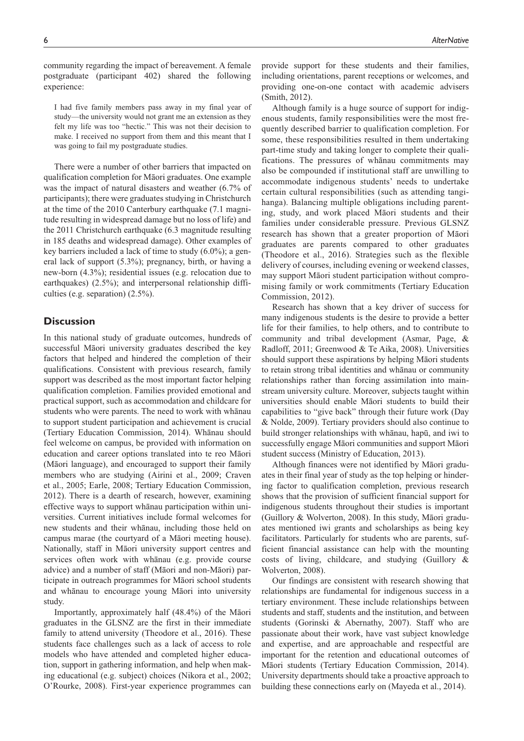community regarding the impact of bereavement. A female postgraduate (participant 402) shared the following experience:

> I had five family members pass away in my final year of study—the university would not grant me an extension as they felt my life was too "hectic." This was not their decision to make. I received no support from them and this meant that I was going to fail my postgraduate studies.

There were a number of other barriers that impacted on qualification completion for Māori graduates. One example was the impact of natural disasters and weather (6.7% of participants); there were graduates studying in Christchurch at the time of the 2010 Canterbury earthquake (7.1 magnitude resulting in widespread damage but no loss of life) and the 2011 Christchurch earthquake (6.3 magnitude resulting in 185 deaths and widespread damage). Other examples of key barriers included a lack of time to study (6.0%); a general lack of support (5.3%); pregnancy, birth, or having a new-born (4.3%); residential issues (e.g. relocation due to earthquakes) (2.5%); and interpersonal relationship difficulties (e.g. separation) (2.5%).

## Discussion

In this national study of graduate outcomes, hundreds of successful Māori university graduates described the key factors that helped and hindered the completion of their qualifications. Consistent with previous research, family support was described as the most important factor helping qualification completion. Families provided emotional and practical support, such as accommodation and childcare for students who were parents. The need to work with whānau to support student participation and achievement is crucial (Tertiary Education Commission, 2014). Whānau should feel welcome on campus, be provided with information on education and career options translated into te reo Māori (Māori language), and encouraged to support their family members who are studying (Airini et al., 2009; Craven et al., 2005; Earle, 2008; Tertiary Education Commission, 2012). There is a dearth of research, however, examining effective ways to support whānau participation within universities. Current initiatives include formal welcomes for new students and their whānau, including those held on campus marae (the courtyard of a Māori meeting house). Nationally, staff in Māori university support centres and services often work with whānau (e.g. provide course advice) and a number of staff (Māori and non-Māori) participate in outreach programmes for Māori school students and whānau to encourage young Māori into university study.

Importantly, approximately half (48.4%) of the Māori graduates in the GLSNZ are the first in their immediate family to attend university (Theodore et al., 2016). These students face challenges such as a lack of access to role models who have attended and completed higher education, support in gathering information, and help when making educational (e.g. subject) choices (Nikora et al., 2002; O'Rourke, 2008). First-year experience programmes can provide support for these students and their families, including orientations, parent receptions or welcomes, and providing one-on-one contact with academic advisers (Smith, 2012).

Although family is a huge source of support for indigenous students, family responsibilities were the most frequently described barrier to qualification completion. For some, these responsibilities resulted in them undertaking part-time study and taking longer to complete their qualifications. The pressures of whānau commitments may also be compounded if institutional staff are unwilling to accommodate indigenous students' needs to undertake certain cultural responsibilities (such as attending tangihanga). Balancing multiple obligations including parenting, study, and work placed Māori students and their families under considerable pressure. Previous GLSNZ research has shown that a greater proportion of Māori graduates are parents compared to other graduates (Theodore et al., 2016). Strategies such as the flexible delivery of courses, including evening or weekend classes, may support Māori student participation without compromising family or work commitments (Tertiary Education Commission, 2012).

Research has shown that a key driver of success for many indigenous students is the desire to provide a better life for their families, to help others, and to contribute to community and tribal development (Asmar, Page, & Radloff, 2011; Greenwood & Te Aika, 2008). Universities should support these aspirations by helping Māori students to retain strong tribal identities and whānau or community relationships rather than forcing assimilation into mainstream university culture. Moreover, subjects taught within universities should enable Māori students to build their capabilities to "give back" through their future work (Day & Nolde, 2009). Tertiary providers should also continue to build stronger relationships with whānau, hapū, and iwi to successfully engage Māori communities and support Māori student success (Ministry of Education, 2013).

Although finances were not identified by Māori graduates in their final year of study as the top helping or hindering factor to qualification completion, previous research shows that the provision of sufficient financial support for indigenous students throughout their studies is important (Guillory & Wolverton, 2008). In this study, Māori graduates mentioned iwi grants and scholarships as being key facilitators. Particularly for students who are parents, sufficient financial assistance can help with the mounting costs of living, childcare, and studying (Guillory & Wolverton, 2008).

Our findings are consistent with research showing that relationships are fundamental for indigenous success in a tertiary environment. These include relationships between students and staff, students and the institution, and between students (Gorinski & Abernathy, 2007). Staff who are passionate about their work, have vast subject knowledge and expertise, and are approachable and respectful are important for the retention and educational outcomes of Māori students (Tertiary Education Commission, 2014). University departments should take a proactive approach to building these connections early on (Mayeda et al., 2014).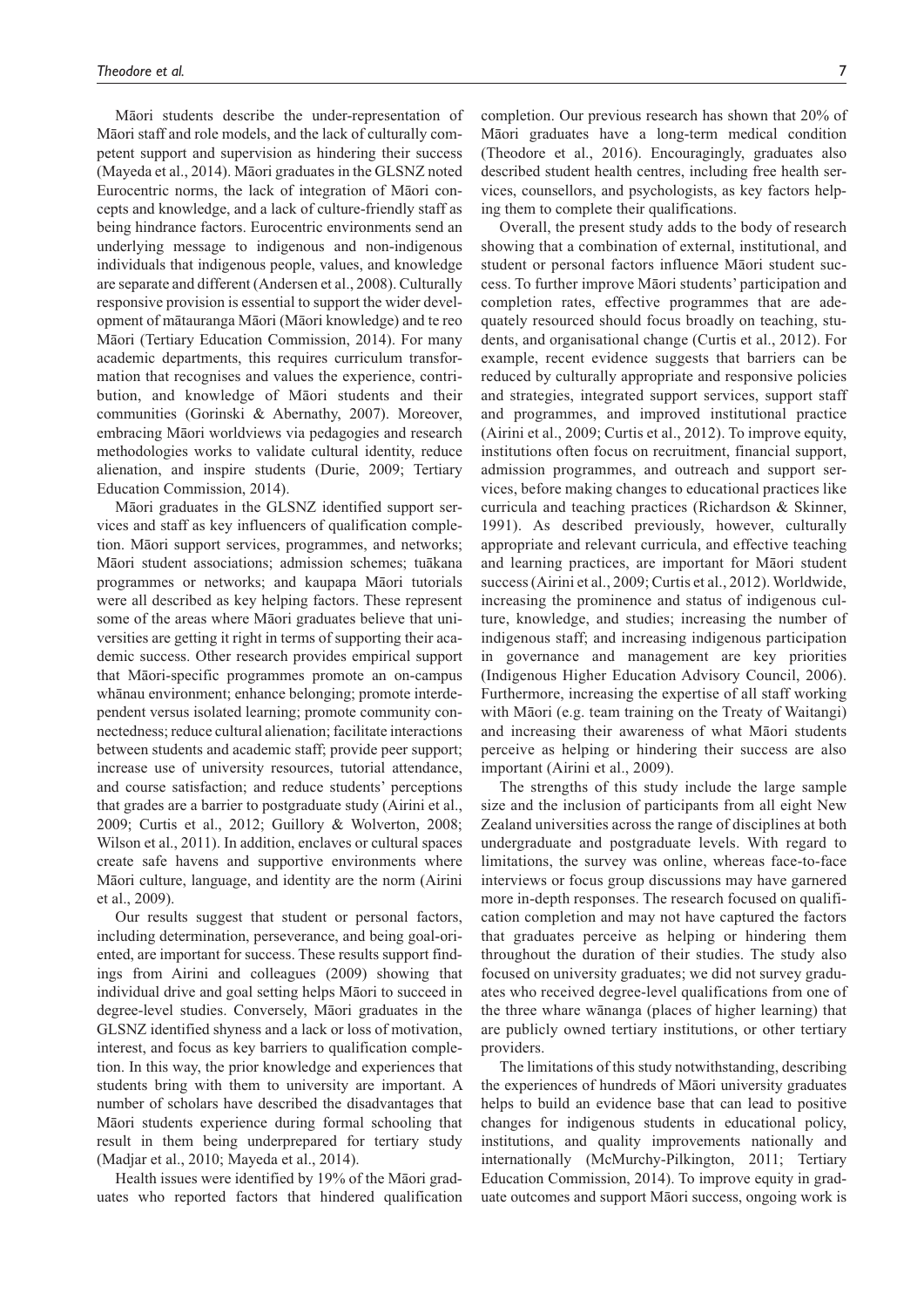Māori students describe the under-representation of Māori staff and role models, and the lack of culturally competent support and supervision as hindering their success (Mayeda et al., 2014). Māori graduates in the GLSNZ noted Eurocentric norms, the lack of integration of Māori concepts and knowledge, and a lack of culture-friendly staff as being hindrance factors. Eurocentric environments send an underlying message to indigenous and non-indigenous individuals that indigenous people, values, and knowledge are separate and different (Andersen et al., 2008). Culturally responsive provision is essential to support the wider development of mātauranga Māori (Māori knowledge) and te reo Māori (Tertiary Education Commission, 2014). For many academic departments, this requires curriculum transformation that recognises and values the experience, contribution, and knowledge of Māori students and their communities (Gorinski & Abernathy, 2007). Moreover, embracing Māori worldviews via pedagogies and research methodologies works to validate cultural identity, reduce alienation, and inspire students (Durie, 2009; Tertiary Education Commission, 2014).

Māori graduates in the GLSNZ identified support services and staff as key influencers of qualification completion. Māori support services, programmes, and networks; Māori student associations; admission schemes; tuākana programmes or networks; and kaupapa Māori tutorials were all described as key helping factors. These represent some of the areas where Māori graduates believe that universities are getting it right in terms of supporting their academic success. Other research provides empirical support that Māori-specific programmes promote an on-campus whānau environment; enhance belonging; promote interdependent versus isolated learning; promote community connectedness; reduce cultural alienation; facilitate interactions between students and academic staff; provide peer support; increase use of university resources, tutorial attendance, and course satisfaction; and reduce students' perceptions that grades are a barrier to postgraduate study (Airini et al., 2009; Curtis et al., 2012; Guillory & Wolverton, 2008; Wilson et al., 2011). In addition, enclaves or cultural spaces create safe havens and supportive environments where Māori culture, language, and identity are the norm (Airini et al., 2009).

Our results suggest that student or personal factors, including determination, perseverance, and being goal-oriented, are important for success. These results support findings from Airini and colleagues (2009) showing that individual drive and goal setting helps Māori to succeed in degree-level studies. Conversely, Māori graduates in the GLSNZ identified shyness and a lack or loss of motivation, interest, and focus as key barriers to qualification completion. In this way, the prior knowledge and experiences that students bring with them to university are important. A number of scholars have described the disadvantages that Māori students experience during formal schooling that result in them being underprepared for tertiary study (Madjar et al., 2010; Mayeda et al., 2014).

Health issues were identified by 19% of the Māori graduates who reported factors that hindered qualification completion. Our previous research has shown that 20% of Māori graduates have a long-term medical condition (Theodore et al., 2016). Encouragingly, graduates also described student health centres, including free health services, counsellors, and psychologists, as key factors helping them to complete their qualifications.

Overall, the present study adds to the body of research showing that a combination of external, institutional, and student or personal factors influence Māori student success. To further improve Māori students' participation and completion rates, effective programmes that are adequately resourced should focus broadly on teaching, students, and organisational change (Curtis et al., 2012). For example, recent evidence suggests that barriers can be reduced by culturally appropriate and responsive policies and strategies, integrated support services, support staff and programmes, and improved institutional practice (Airini et al., 2009; Curtis et al., 2012). To improve equity, institutions often focus on recruitment, financial support, admission programmes, and outreach and support services, before making changes to educational practices like curricula and teaching practices (Richardson & Skinner, 1991). As described previously, however, culturally appropriate and relevant curricula, and effective teaching and learning practices, are important for Māori student success (Airini et al., 2009; Curtis et al., 2012). Worldwide, increasing the prominence and status of indigenous culture, knowledge, and studies; increasing the number of indigenous staff; and increasing indigenous participation in governance and management are key priorities (Indigenous Higher Education Advisory Council, 2006). Furthermore, increasing the expertise of all staff working with Māori (e.g. team training on the Treaty of Waitangi) and increasing their awareness of what Māori students perceive as helping or hindering their success are also important (Airini et al., 2009).

The strengths of this study include the large sample size and the inclusion of participants from all eight New Zealand universities across the range of disciplines at both undergraduate and postgraduate levels. With regard to limitations, the survey was online, whereas face-to-face interviews or focus group discussions may have garnered more in-depth responses. The research focused on qualification completion and may not have captured the factors that graduates perceive as helping or hindering them throughout the duration of their studies. The study also focused on university graduates; we did not survey graduates who received degree-level qualifications from one of the three whare wānanga (places of higher learning) that are publicly owned tertiary institutions, or other tertiary providers.

The limitations of this study notwithstanding, describing the experiences of hundreds of Māori university graduates helps to build an evidence base that can lead to positive changes for indigenous students in educational policy, institutions, and quality improvements nationally and internationally (McMurchy-Pilkington, 2011; Tertiary Education Commission, 2014). To improve equity in graduate outcomes and support Māori success, ongoing work is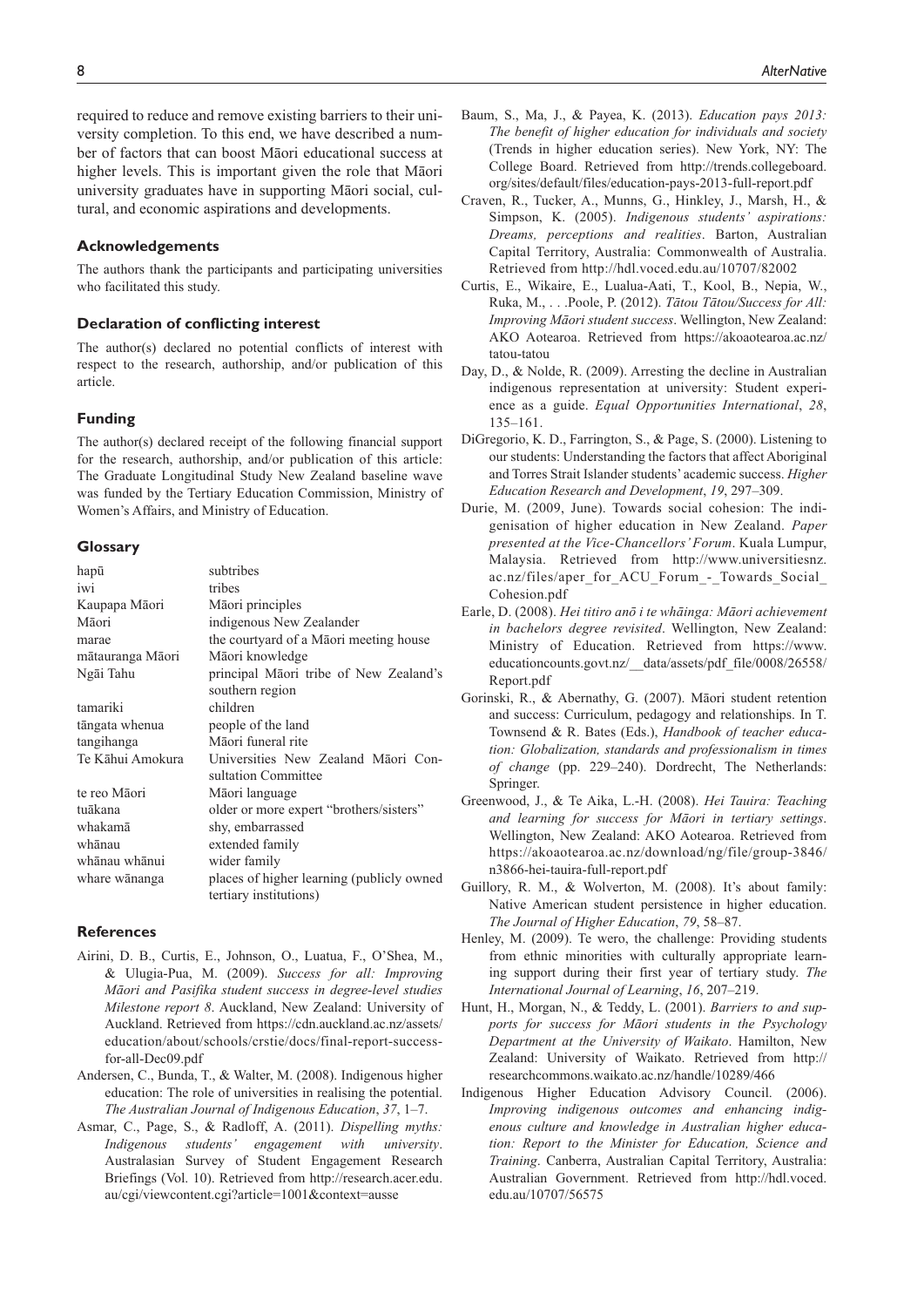required to reduce and remove existing barriers to their university completion. To this end, we have described a number of factors that can boost Māori educational success at higher levels. This is important given the role that Māori university graduates have in supporting Māori social, cultural, and economic aspirations and developments.

### Acknowledgements

The authors thank the participants and participating universities who facilitated this study.

### Declaration of conflicting interest

The author(s) declared no potential conflicts of interest with respect to the research, authorship, and/or publication of this article.

### Funding

The author(s) declared receipt of the following financial support for the research, authorship, and/or publication of this article: The Graduate Longitudinal Study New Zealand baseline wave was funded by the Tertiary Education Commission, Ministry of Women's Affairs, and Ministry of Education.

### Glossary

| | |
|---|---|
| hapū | subtribes |
| iwi | tribes |
| Kaupapa Māori | Māori principles |
| Māori | indigenous New Zealander |
| marae | the courtyard of a Māori meeting house |
| mātauranga Māori | Māori knowledge |
| Ngāi Tahu | principal Māori tribe of New Zealand's southern region |
| tamariki | children |
| tāngata whenua | people of the land |
| tangihanga | Māori funeral rite |
| Te Kāhui Amokura | Universities New Zealand Māori Consultation Committee |
| te reo Māori | Māori language |
| tuākana | older or more expert "brothers/sisters" |
| whakamā | shy, embarrassed |
| whānau | extended family |
| whānau whānui | wider family |
| whare wānanga | places of higher learning (publicly owned tertiary institutions) |

### References

Airini, D. B., Curtis, E., Johnson, O., Luatua, F., O'Shea, M., & Ulugia-Pua, M. (2009). *Success for all: Improving Māori and Pasifika student success in degree-level studies Milestone report 8*. Auckland, New Zealand: University of Auckland. Retrieved from https://cdn.auckland.ac.nz/assets/education/about/schools/crstie/docs/final-report-success-for-all-Dec09.pdf

Andersen, C., Bunda, T., & Walter, M. (2008). Indigenous higher education: The role of universities in realising the potential. *The Australian Journal of Indigenous Education*, *37*, 1–7.

Asmar, C., Page, S., & Radloff, A. (2011). *Dispelling myths: Indigenous students' engagement with university*. Australasian Survey of Student Engagement Research Briefings (Vol. 10). Retrieved from http://research.acer.edu.au/cgi/viewcontent.cgi?article=1001&context=ausse

Baum, S., Ma, J., & Payea, K. (2013). *Education pays 2013: The benefit of higher education for individuals and society* (Trends in higher education series). New York, NY: The College Board. Retrieved from http://trends.collegeboard.org/sites/default/files/education-pays-2013-full-report.pdf

Craven, R., Tucker, A., Munns, G., Hinkley, J., Marsh, H., & Simpson, K. (2005). *Indigenous students' aspirations: Dreams, perceptions and realities*. Barton, Australian Capital Territory, Australia: Commonwealth of Australia. Retrieved from http://hdl.voced.edu.au/10707/82002

Curtis, E., Wikaire, E., Lualua-Aati, T., Kool, B., Nepia, W., Ruka, M., . . .Poole, P. (2012). *Tātou Tātou/Success for All: Improving Māori student success*. Wellington, New Zealand: AKO Aotearoa. Retrieved from https://akoaotearoa.ac.nz/tatou-tatou

Day, D., & Nolde, R. (2009). Arresting the decline in Australian indigenous representation at university: Student experience as a guide. *Equal Opportunities International*, *28*, 135–161.

DiGregorio, K. D., Farrington, S., & Page, S. (2000). Listening to our students: Understanding the factors that affect Aboriginal and Torres Strait Islander students' academic success. *Higher Education Research and Development*, *19*, 297–309.

Durie, M. (2009, June). Towards social cohesion: The indigenisation of higher education in New Zealand. *Paper presented at the Vice-Chancellors' Forum*. Kuala Lumpur, Malaysia. Retrieved from http://www.universitiesnz.ac.nz/files/aper_for_ACU_Forum_-_Towards_Social_Cohesion.pdf

Earle, D. (2008). *Hei titiro anō i te whāinga: Māori achievement in bachelors degree revisited*. Wellington, New Zealand: Ministry of Education. Retrieved from https://www.educationcounts.govt.nz/__data/assets/pdf_file/0008/26558/Report.pdf

Gorinski, R., & Abernathy, G. (2007). Māori student retention and success: Curriculum, pedagogy and relationships. In T. Townsend & R. Bates (Eds.), *Handbook of teacher education: Globalization, standards and professionalism in times of change* (pp. 229–240). Dordrecht, The Netherlands: Springer.

Greenwood, J., & Te Aika, L.-H. (2008). *Hei Tauira: Teaching and learning for success for Māori in tertiary settings*. Wellington, New Zealand: AKO Aotearoa. Retrieved from https://akoaotearoa.ac.nz/download/ng/file/group-3846/n3866-hei-tauira-full-report.pdf

Guillory, R. M., & Wolverton, M. (2008). It's about family: Native American student persistence in higher education. *The Journal of Higher Education*, *79*, 58–87.

Henley, M. (2009). Te wero, the challenge: Providing students from ethnic minorities with culturally appropriate learning support during their first year of tertiary study. *The International Journal of Learning*, *16*, 207–219.

Hunt, H., Morgan, N., & Teddy, L. (2001). *Barriers to and supports for success for Māori students in the Psychology Department at the University of Waikato*. Hamilton, New Zealand: University of Waikato. Retrieved from http://researchcommons.waikato.ac.nz/handle/10289/466

Indigenous Higher Education Advisory Council. (2006). *Improving indigenous outcomes and enhancing indigenous culture and knowledge in Australian higher education: Report to the Minister for Education, Science and Training*. Canberra, Australian Capital Territory, Australia: Australian Government. Retrieved from http://hdl.voced.edu.au/10707/56575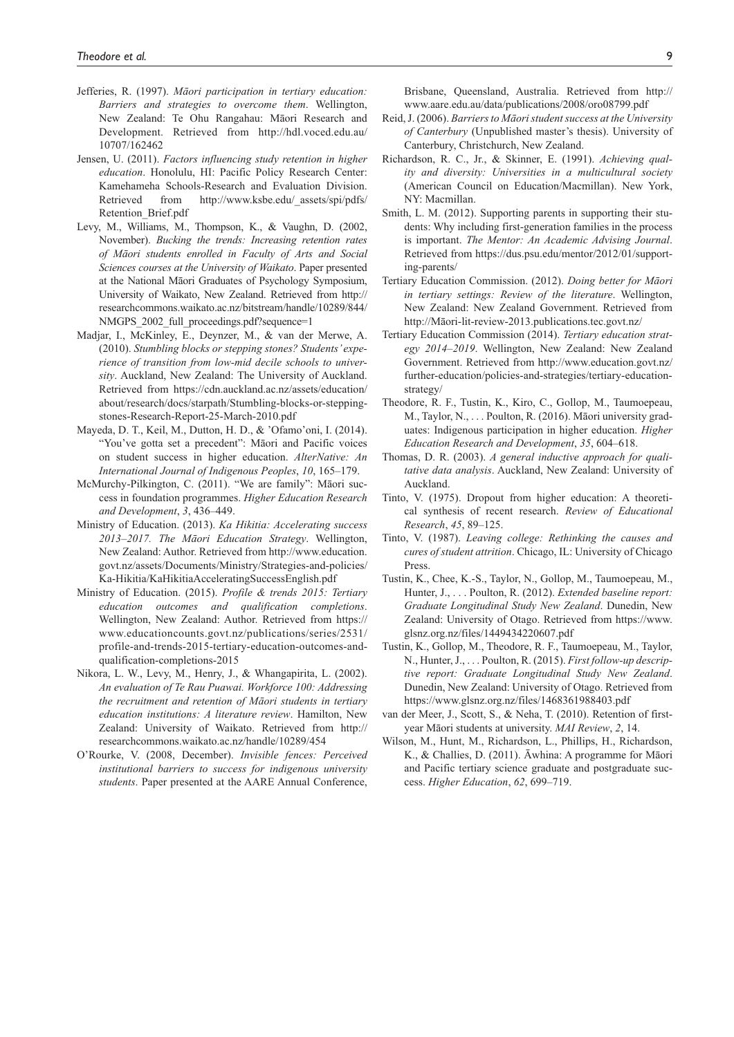Jefferies, R. (1997). *Māori participation in tertiary education: Barriers and strategies to overcome them*. Wellington, New Zealand: Te Ohu Rangahau: Māori Research and Development. Retrieved from http://hdl.voced.edu.au/10707/162462

Jensen, U. (2011). *Factors influencing study retention in higher education*. Honolulu, HI: Pacific Policy Research Center: Kamehameha Schools-Research and Evaluation Division. Retrieved from http://www.ksbe.edu/_assets/spi/pdfs/Retention_Brief.pdf

Levy, M., Williams, M., Thompson, K., & Vaughn, D. (2002, November). *Bucking the trends: Increasing retention rates of Māori students enrolled in Faculty of Arts and Social Sciences courses at the University of Waikato*. Paper presented at the National Māori Graduates of Psychology Symposium, University of Waikato, New Zealand. Retrieved from http://researchcommons.waikato.ac.nz/bitstream/handle/10289/844/NMGPS_2002_full_proceedings.pdf?sequence=1

Madjar, I., McKinley, E., Deynzer, M., & van der Merwe, A. (2010). *Stumbling blocks or stepping stones? Students' experience of transition from low-mid decile schools to university*. Auckland, New Zealand: The University of Auckland. Retrieved from https://cdn.auckland.ac.nz/assets/education/about/research/docs/starpath/Stumbling-blocks-or-stepping-stones-Research-Report-25-March-2010.pdf

Mayeda, D. T., Keil, M., Dutton, H. D., & 'Ofamo'oni, I. (2014). "You've gotta set a precedent": Māori and Pacific voices on student success in higher education. *AlterNative: An International Journal of Indigenous Peoples*, *10*, 165–179.

McMurchy-Pilkington, C. (2011). "We are family": Māori success in foundation programmes. *Higher Education Research and Development*, *3*, 436–449.

Ministry of Education. (2013). *Ka Hikitia: Accelerating success 2013–2017. The Māori Education Strategy*. Wellington, New Zealand: Author. Retrieved from http://www.education.govt.nz/assets/Documents/Ministry/Strategies-and-policies/Ka-Hikitia/KaHikitiaAcceleratingSuccessEnglish.pdf

Ministry of Education. (2015). *Profile & trends 2015: Tertiary education outcomes and qualification completions*. Wellington, New Zealand: Author. Retrieved from https://www.educationcounts.govt.nz/publications/series/2531/profile-and-trends-2015-tertiary-education-outcomes-and-qualification-completions-2015

Nikora, L. W., Levy, M., Henry, J., & Whangapirita, L. (2002). *An evaluation of Te Rau Puawai. Workforce 100: Addressing the recruitment and retention of Māori students in tertiary education institutions: A literature review*. Hamilton, New Zealand: University of Waikato. Retrieved from http://researchcommons.waikato.ac.nz/handle/10289/454

O'Rourke, V. (2008, December). *Invisible fences: Perceived institutional barriers to success for indigenous university students*. Paper presented at the AARE Annual Conference, Brisbane, Queensland, Australia. Retrieved from http://www.aare.edu.au/data/publications/2008/oro08799.pdf

Reid, J. (2006). *Barriers to Māori student success at the University of Canterbury* (Unpublished master's thesis). University of Canterbury, Christchurch, New Zealand.

Richardson, R. C., Jr., & Skinner, E. (1991). *Achieving quality and diversity: Universities in a multicultural society* (American Council on Education/Macmillan). New York, NY: Macmillan.

Smith, L. M. (2012). Supporting parents in supporting their students: Why including first-generation families in the process is important. *The Mentor: An Academic Advising Journal*. Retrieved from https://dus.psu.edu/mentor/2012/01/supporting-parents/

Tertiary Education Commission. (2012). *Doing better for Māori in tertiary settings: Review of the literature*. Wellington, New Zealand: New Zealand Government. Retrieved from http://Māori-lit-review-2013.publications.tec.govt.nz/

Tertiary Education Commission (2014). *Tertiary education strategy 2014–2019*. Wellington, New Zealand: New Zealand Government. Retrieved from http://www.education.govt.nz/further-education/policies-and-strategies/tertiary-education-strategy/

Theodore, R. F., Tustin, K., Kiro, C., Gollop, M., Taumoepeau, M., Taylor, N., . . . Poulton, R. (2016). Māori university graduates: Indigenous participation in higher education. *Higher Education Research and Development*, *35*, 604–618.

Thomas, D. R. (2003). *A general inductive approach for qualitative data analysis*. Auckland, New Zealand: University of Auckland.

Tinto, V. (1975). Dropout from higher education: A theoretical synthesis of recent research. *Review of Educational Research*, *45*, 89–125.

Tinto, V. (1987). *Leaving college: Rethinking the causes and cures of student attrition*. Chicago, IL: University of Chicago Press.

Tustin, K., Chee, K.-S., Taylor, N., Gollop, M., Taumoepeau, M., Hunter, J., . . . Poulton, R. (2012). *Extended baseline report: Graduate Longitudinal Study New Zealand*. Dunedin, New Zealand: University of Otago. Retrieved from https://www.glsnz.org.nz/files/1449434220607.pdf

Tustin, K., Gollop, M., Theodore, R. F., Taumoepeau, M., Taylor, N., Hunter, J., . . . Poulton, R. (2015). *First follow-up descriptive report: Graduate Longitudinal Study New Zealand*. Dunedin, New Zealand: University of Otago. Retrieved from https://www.glsnz.org.nz/files/1468361988403.pdf

van der Meer, J., Scott, S., & Neha, T. (2010). Retention of first-year Māori students at university. *MAI Review*, *2*, 14.

Wilson, M., Hunt, M., Richardson, L., Phillips, H., Richardson, K., & Challies, D. (2011). Āwhina: A programme for Māori and Pacific tertiary science graduate and postgraduate success. *Higher Education*, *62*, 699–719.